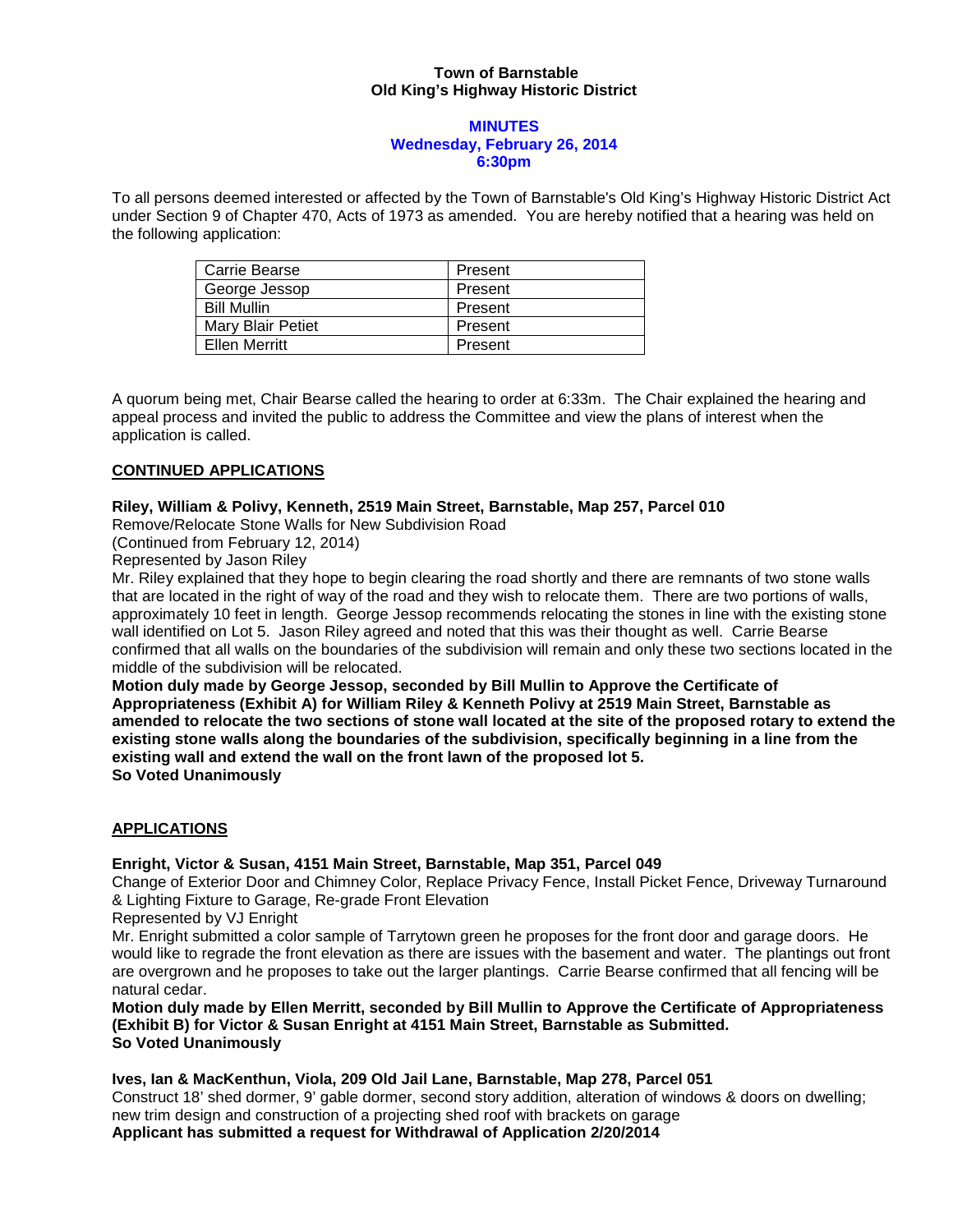**Town of Barnstable**
**Old King's Highway Historic District**

**MINUTES**
**Wednesday, February 26, 2014**
**6:30pm**

To all persons deemed interested or affected by the Town of Barnstable's Old King's Highway Historic District Act under Section 9 of Chapter 470, Acts of 1973 as amended. You are hereby notified that a hearing was held on the following application:

| | |
|---|---|
| Carrie Bearse | Present |
| George Jessop | Present |
| Bill Mullin | Present |
| Mary Blair Petiet | Present |
| Ellen Merritt | Present |

A quorum being met, Chair Bearse called the hearing to order at 6:33m. The Chair explained the hearing and appeal process and invited the public to address the Committee and view the plans of interest when the application is called.

**CONTINUED APPLICATIONS**

**Riley, William & Polivy, Kenneth, 2519 Main Street, Barnstable, Map 257, Parcel 010**
Remove/Relocate Stone Walls for New Subdivision Road
(Continued from February 12, 2014)
Represented by Jason Riley
Mr. Riley explained that they hope to begin clearing the road shortly and there are remnants of two stone walls that are located in the right of way of the road and they wish to relocate them. There are two portions of walls, approximately 10 feet in length. George Jessop recommends relocating the stones in line with the existing stone wall identified on Lot 5. Jason Riley agreed and noted that this was their thought as well. Carrie Bearse confirmed that all walls on the boundaries of the subdivision will remain and only these two sections located in the middle of the subdivision will be relocated.
**Motion duly made by George Jessop, seconded by Bill Mullin to Approve the Certificate of Appropriateness (Exhibit A) for William Riley & Kenneth Polivy at 2519 Main Street, Barnstable as amended to relocate the two sections of stone wall located at the site of the proposed rotary to extend the existing stone walls along the boundaries of the subdivision, specifically beginning in a line from the existing wall and extend the wall on the front lawn of the proposed lot 5.**
**So Voted Unanimously**

**APPLICATIONS**

**Enright, Victor & Susan, 4151 Main Street, Barnstable, Map 351, Parcel 049**
Change of Exterior Door and Chimney Color, Replace Privacy Fence, Install Picket Fence, Driveway Turnaround & Lighting Fixture to Garage, Re-grade Front Elevation
Represented by VJ Enright
Mr. Enright submitted a color sample of Tarrytown green he proposes for the front door and garage doors. He would like to regrade the front elevation as there are issues with the basement and water. The plantings out front are overgrown and he proposes to take out the larger plantings. Carrie Bearse confirmed that all fencing will be natural cedar.
**Motion duly made by Ellen Merritt, seconded by Bill Mullin to Approve the Certificate of Appropriateness (Exhibit B) for Victor & Susan Enright at 4151 Main Street, Barnstable as Submitted.**
**So Voted Unanimously**

**Ives, Ian & MacKenthun, Viola, 209 Old Jail Lane, Barnstable, Map 278, Parcel 051**
Construct 18' shed dormer, 9' gable dormer, second story addition, alteration of windows & doors on dwelling; new trim design and construction of a projecting shed roof with brackets on garage
**Applicant has submitted a request for Withdrawal of Application 2/20/2014**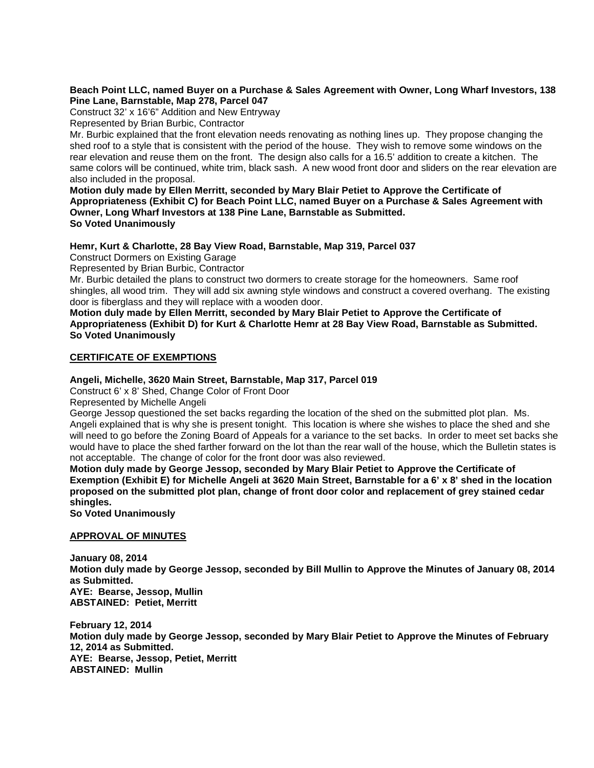**Beach Point LLC, named Buyer on a Purchase & Sales Agreement with Owner, Long Wharf Investors, 138 Pine Lane, Barnstable, Map 278, Parcel 047**

Construct 32' x 16'6" Addition and New Entryway

Represented by Brian Burbic, Contractor

Mr. Burbic explained that the front elevation needs renovating as nothing lines up. They propose changing the shed roof to a style that is consistent with the period of the house. They wish to remove some windows on the rear elevation and reuse them on the front. The design also calls for a 16.5' addition to create a kitchen. The same colors will be continued, white trim, black sash. A new wood front door and sliders on the rear elevation are also included in the proposal.

**Motion duly made by Ellen Merritt, seconded by Mary Blair Petiet to Approve the Certificate of Appropriateness (Exhibit C) for Beach Point LLC, named Buyer on a Purchase & Sales Agreement with Owner, Long Wharf Investors at 138 Pine Lane, Barnstable as Submitted.**
**So Voted Unanimously**

**Hemr, Kurt & Charlotte, 28 Bay View Road, Barnstable, Map 319, Parcel 037**

Construct Dormers on Existing Garage

Represented by Brian Burbic, Contractor

Mr. Burbic detailed the plans to construct two dormers to create storage for the homeowners. Same roof shingles, all wood trim. They will add six awning style windows and construct a covered overhang. The existing door is fiberglass and they will replace with a wooden door.

**Motion duly made by Ellen Merritt, seconded by Mary Blair Petiet to Approve the Certificate of Appropriateness (Exhibit D) for Kurt & Charlotte Hemr at 28 Bay View Road, Barnstable as Submitted.**
**So Voted Unanimously**

## CERTIFICATE OF EXEMPTIONS

**Angeli, Michelle, 3620 Main Street, Barnstable, Map 317, Parcel 019**

Construct 6' x 8' Shed, Change Color of Front Door

Represented by Michelle Angeli

George Jessop questioned the set backs regarding the location of the shed on the submitted plot plan. Ms. Angeli explained that is why she is present tonight. This location is where she wishes to place the shed and she will need to go before the Zoning Board of Appeals for a variance to the set backs. In order to meet set backs she would have to place the shed farther forward on the lot than the rear wall of the house, which the Bulletin states is not acceptable. The change of color for the front door was also reviewed.

**Motion duly made by George Jessop, seconded by Mary Blair Petiet to Approve the Certificate of Exemption (Exhibit E) for Michelle Angeli at 3620 Main Street, Barnstable for a 6' x 8' shed in the location proposed on the submitted plot plan, change of front door color and replacement of grey stained cedar shingles.**
**So Voted Unanimously**

## APPROVAL OF MINUTES

**January 08, 2014**
**Motion duly made by George Jessop, seconded by Bill Mullin to Approve the Minutes of January 08, 2014 as Submitted.**
**AYE: Bearse, Jessop, Mullin**
**ABSTAINED: Petiet, Merritt**

**February 12, 2014**
**Motion duly made by George Jessop, seconded by Mary Blair Petiet to Approve the Minutes of February 12, 2014 as Submitted.**
**AYE: Bearse, Jessop, Petiet, Merritt**
**ABSTAINED: Mullin**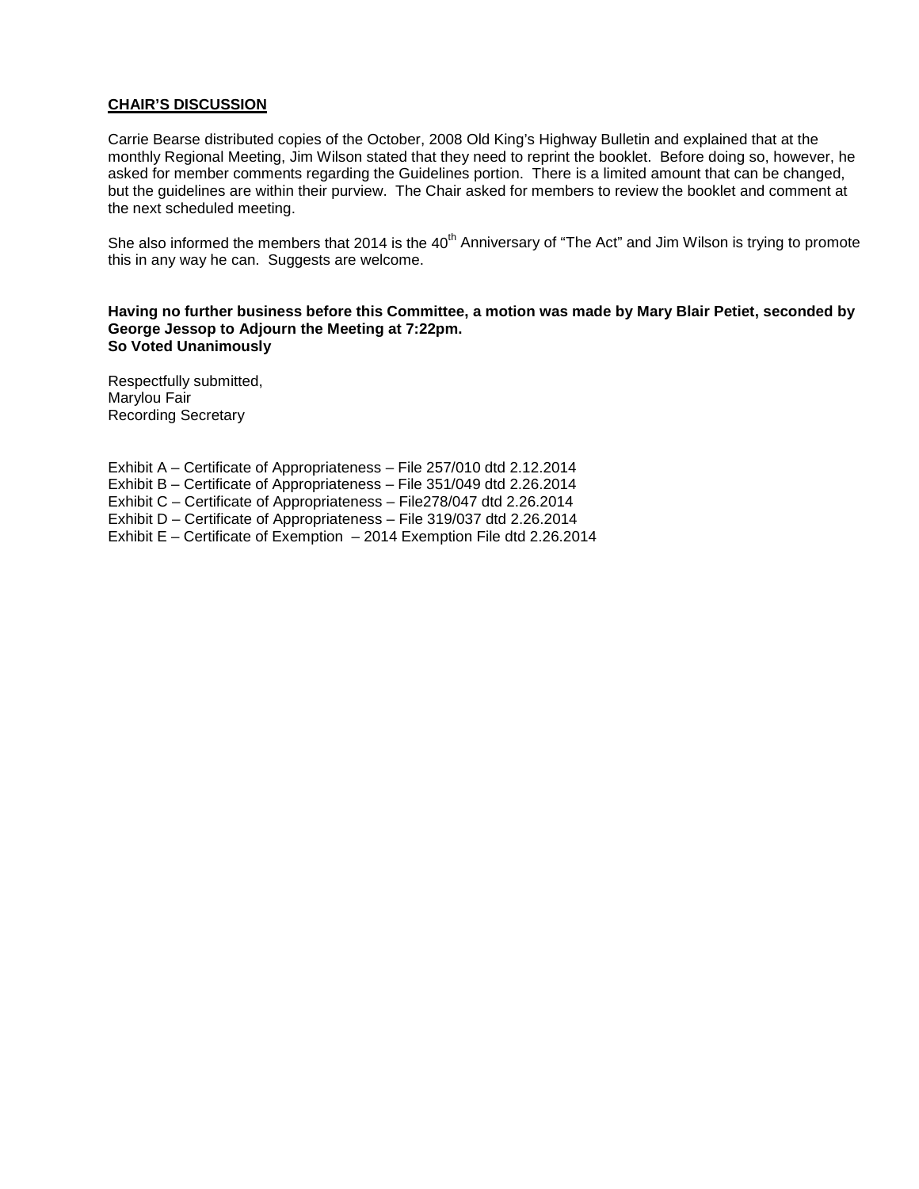**CHAIR'S DISCUSSION**

Carrie Bearse distributed copies of the October, 2008 Old King's Highway Bulletin and explained that at the monthly Regional Meeting, Jim Wilson stated that they need to reprint the booklet. Before doing so, however, he asked for member comments regarding the Guidelines portion. There is a limited amount that can be changed, but the guidelines are within their purview. The Chair asked for members to review the booklet and comment at the next scheduled meeting.

She also informed the members that 2014 is the 40th Anniversary of "The Act" and Jim Wilson is trying to promote this in any way he can. Suggests are welcome.

**Having no further business before this Committee, a motion was made by Mary Blair Petiet, seconded by George Jessop to Adjourn the Meeting at 7:22pm.**
**So Voted Unanimously**

Respectfully submitted,
Marylou Fair
Recording Secretary

Exhibit A – Certificate of Appropriateness – File 257/010 dtd 2.12.2014
Exhibit B – Certificate of Appropriateness – File 351/049 dtd 2.26.2014
Exhibit C – Certificate of Appropriateness – File278/047 dtd 2.26.2014
Exhibit D – Certificate of Appropriateness – File 319/037 dtd 2.26.2014
Exhibit E – Certificate of Exemption – 2014 Exemption File dtd 2.26.2014